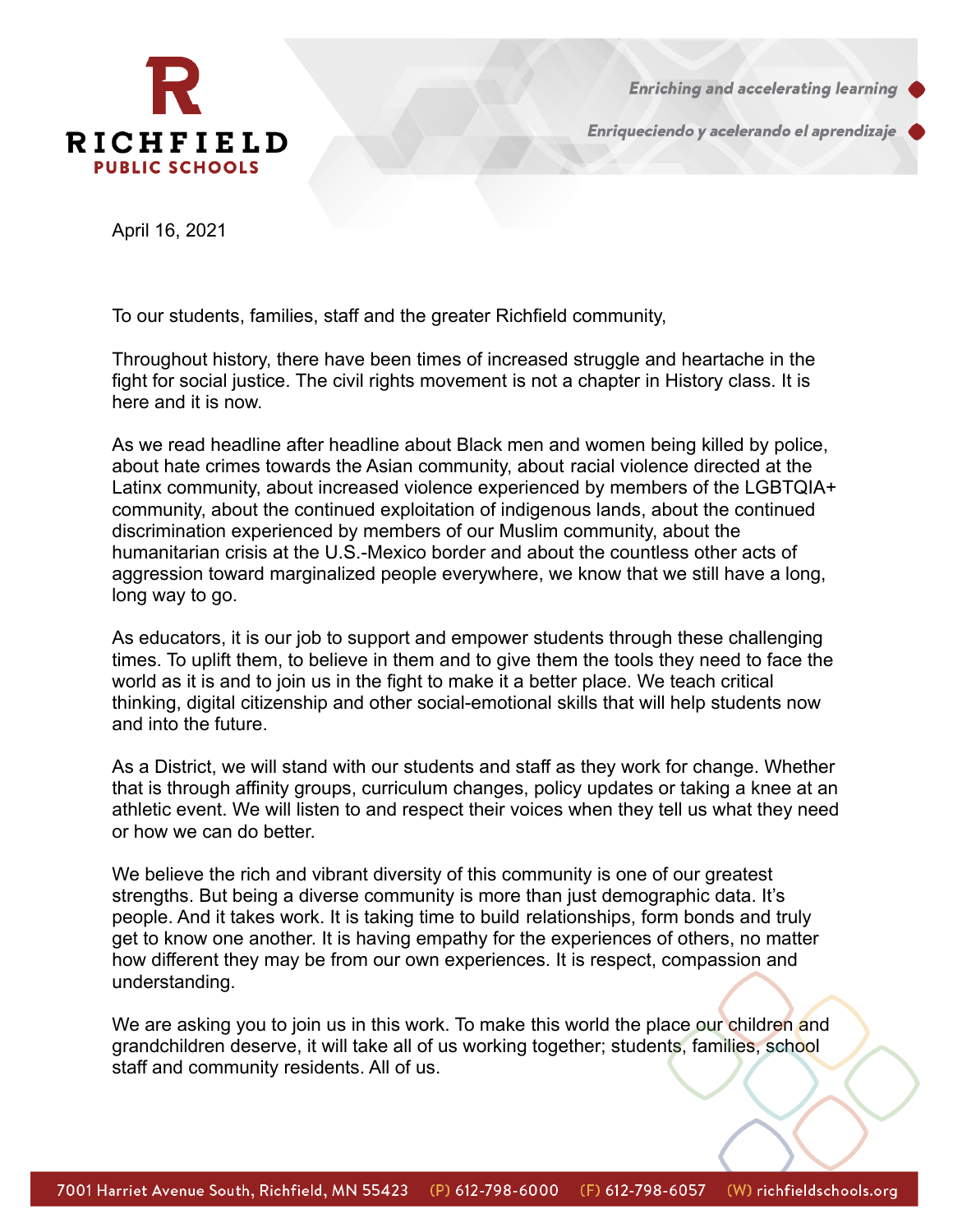**RICHFIELD**
**PUBLIC SCHOOLS**

*Enriching and accelerating learning*

*Enriqueciendo y acelerando el aprendizaje*

April 16, 2021

To our students, families, staff and the greater Richfield community,

Throughout history, there have been times of increased struggle and heartache in the fight for social justice. The civil rights movement is not a chapter in History class. It is here and it is now.

As we read headline after headline about Black men and women being killed by police, about hate crimes towards the Asian community, about racial violence directed at the Latinx community, about increased violence experienced by members of the LGBTQIA+ community, about the continued exploitation of indigenous lands, about the continued discrimination experienced by members of our Muslim community, about the humanitarian crisis at the U.S.-Mexico border and about the countless other acts of aggression toward marginalized people everywhere, we know that we still have a long, long way to go.

As educators, it is our job to support and empower students through these challenging times. To uplift them, to believe in them and to give them the tools they need to face the world as it is and to join us in the fight to make it a better place. We teach critical thinking, digital citizenship and other social-emotional skills that will help students now and into the future.

As a District, we will stand with our students and staff as they work for change. Whether that is through affinity groups, curriculum changes, policy updates or taking a knee at an athletic event. We will listen to and respect their voices when they tell us what they need or how we can do better.

We believe the rich and vibrant diversity of this community is one of our greatest strengths. But being a diverse community is more than just demographic data. It's people. And it takes work. It is taking time to build relationships, form bonds and truly get to know one another. It is having empathy for the experiences of others, no matter how different they may be from our own experiences. It is respect, compassion and understanding.

We are asking you to join us in this work. To make this world the place our children and grandchildren deserve, it will take all of us working together; students, families, school staff and community residents. All of us.

7001 Harriet Avenue South, Richfield, MN 55423 (P) 612-798-6000 (F) 612-798-6057 (W) richfieldschools.org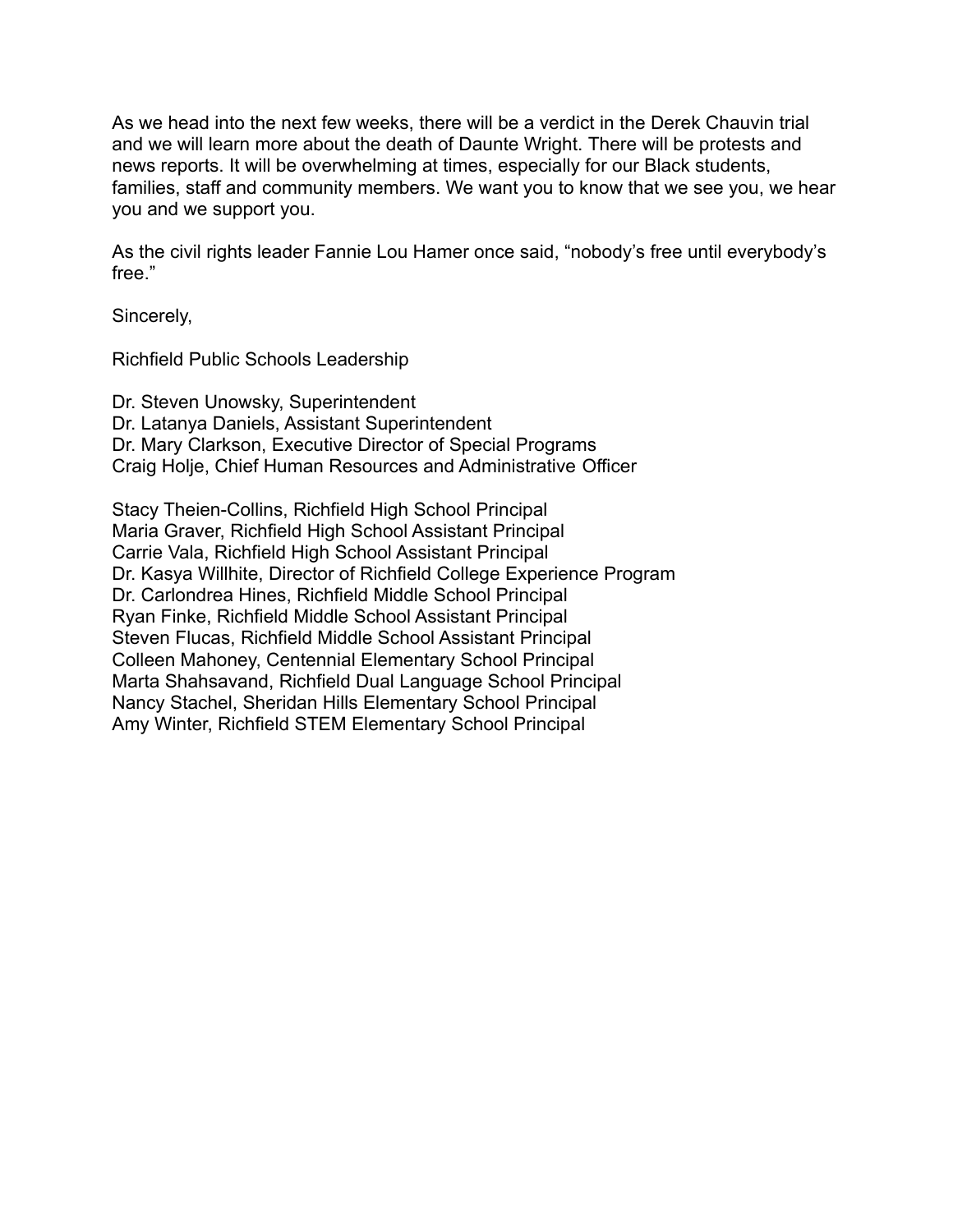As we head into the next few weeks, there will be a verdict in the Derek Chauvin trial and we will learn more about the death of Daunte Wright. There will be protests and news reports. It will be overwhelming at times, especially for our Black students, families, staff and community members. We want you to know that we see you, we hear you and we support you.

As the civil rights leader Fannie Lou Hamer once said, "nobody's free until everybody's free."

Sincerely,

Richfield Public Schools Leadership

Dr. Steven Unowsky, Superintendent
Dr. Latanya Daniels, Assistant Superintendent
Dr. Mary Clarkson, Executive Director of Special Programs
Craig Holje, Chief Human Resources and Administrative Officer

Stacy Theien-Collins, Richfield High School Principal
Maria Graver, Richfield High School Assistant Principal
Carrie Vala, Richfield High School Assistant Principal
Dr. Kasya Willhite, Director of Richfield College Experience Program
Dr. Carlondrea Hines, Richfield Middle School Principal
Ryan Finke, Richfield Middle School Assistant Principal
Steven Flucas, Richfield Middle School Assistant Principal
Colleen Mahoney, Centennial Elementary School Principal
Marta Shahsavand, Richfield Dual Language School Principal
Nancy Stachel, Sheridan Hills Elementary School Principal
Amy Winter, Richfield STEM Elementary School Principal